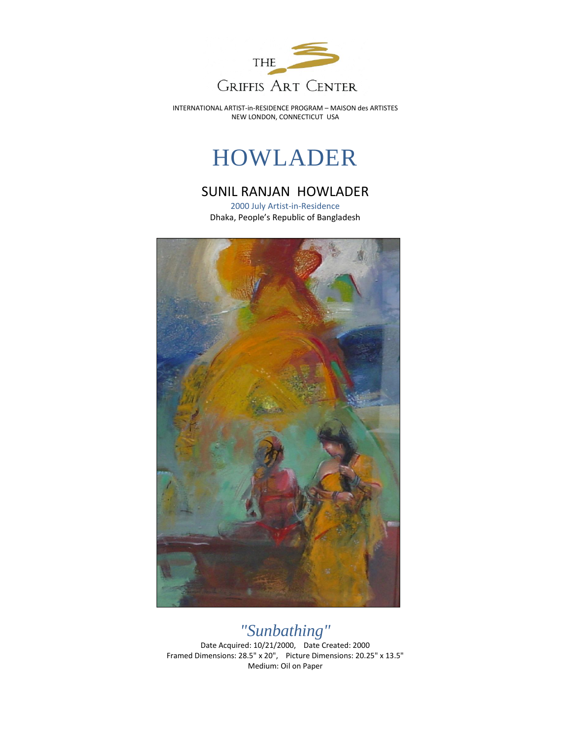THE

GRIFFIS ART CENTER

INTERNATIONAL ARTIST-in-RESIDENCE PROGRAM – MAISON des ARTISTES
NEW LONDON, CONNECTICUT USA

# HOWLADER

## SUNIL RANJAN HOWLADER

2000 July Artist-in-Residence
Dhaka, People's Republic of Bangladesh

*"Sunbathing"*

Date Acquired: 10/21/2000, Date Created: 2000
Framed Dimensions: 28.5" x 20", Picture Dimensions: 20.25" x 13.5"
Medium: Oil on Paper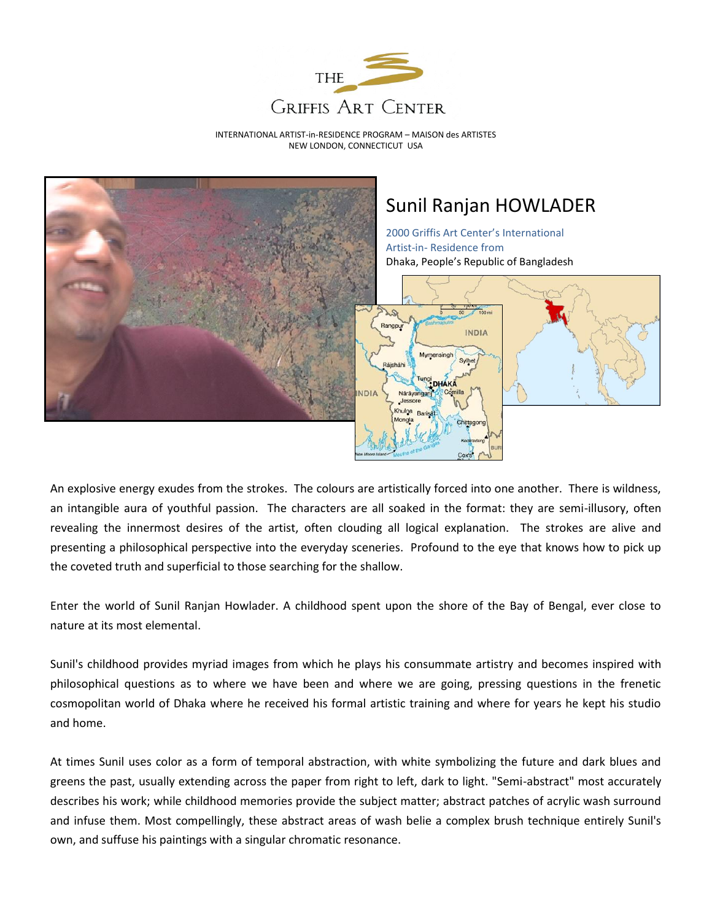THE Griffis Art Center

INTERNATIONAL ARTIST-in-RESIDENCE PROGRAM – MAISON des ARTISTES
NEW LONDON, CONNECTICUT USA

# Sunil Ranjan HOWLADER

2000 Griffis Art Center's International Artist-in- Residence from
Dhaka, People's Republic of Bangladesh

An explosive energy exudes from the strokes. The colours are artistically forced into one another. There is wildness, an intangible aura of youthful passion. The characters are all soaked in the format: they are semi-illusory, often revealing the innermost desires of the artist, often clouding all logical explanation. The strokes are alive and presenting a philosophical perspective into the everyday sceneries. Profound to the eye that knows how to pick up the coveted truth and superficial to those searching for the shallow.

Enter the world of Sunil Ranjan Howlader. A childhood spent upon the shore of the Bay of Bengal, ever close to nature at its most elemental.

Sunil's childhood provides myriad images from which he plays his consummate artistry and becomes inspired with philosophical questions as to where we have been and where we are going, pressing questions in the frenetic cosmopolitan world of Dhaka where he received his formal artistic training and where for years he kept his studio and home.

At times Sunil uses color as a form of temporal abstraction, with white symbolizing the future and dark blues and greens the past, usually extending across the paper from right to left, dark to light. "Semi-abstract" most accurately describes his work; while childhood memories provide the subject matter; abstract patches of acrylic wash surround and infuse them. Most compellingly, these abstract areas of wash belie a complex brush technique entirely Sunil's own, and suffuse his paintings with a singular chromatic resonance.